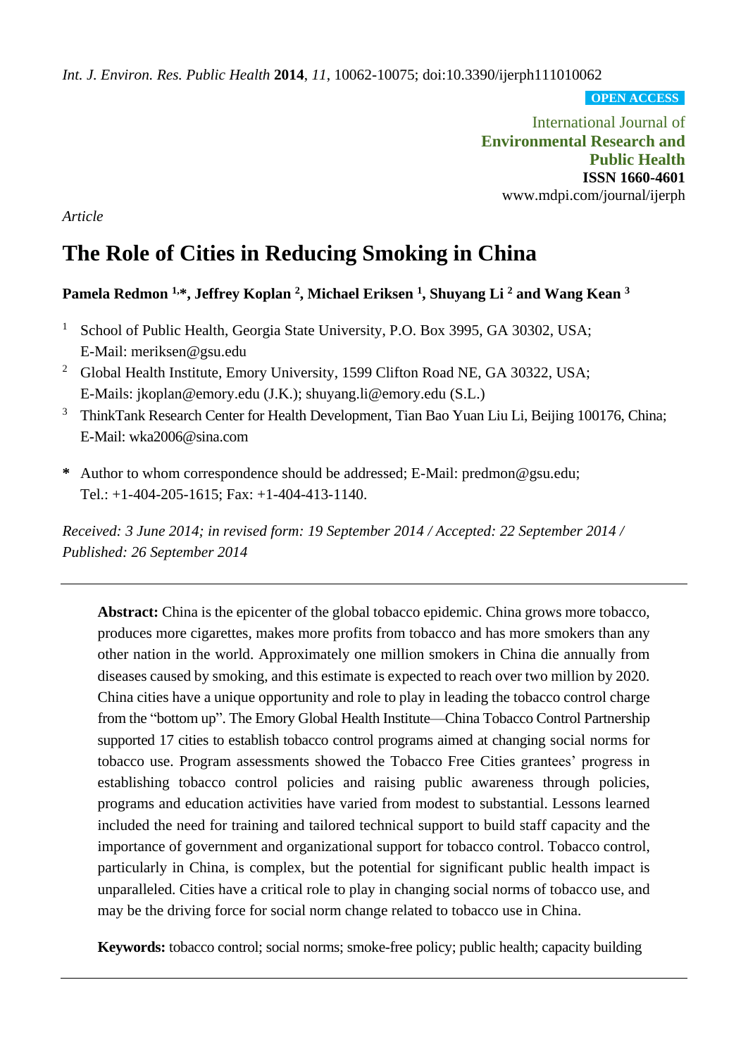*Int. J. Environ. Res. Public Health* **2014**, *11*, 10062-10075; doi:10.3390/ijerph111010062

**OPEN ACCESS**

International Journal of
**Environmental Research and Public Health**
**ISSN 1660-4601**
www.mdpi.com/journal/ijerph

*Article*

# The Role of Cities in Reducing Smoking in China

**Pamela Redmon [1,*], Jeffrey Koplan [2], Michael Eriksen [1], Shuyang Li [2] and Wang Kean [3]**

[1] School of Public Health, Georgia State University, P.O. Box 3995, GA 30302, USA; E-Mail: meriksen@gsu.edu

[2] Global Health Institute, Emory University, 1599 Clifton Road NE, GA 30322, USA; E-Mails: jkoplan@emory.edu (J.K.); shuyang.li@emory.edu (S.L.)

[3] ThinkTank Research Center for Health Development, Tian Bao Yuan Liu Li, Beijing 100176, China; E-Mail: wka2006@sina.com

**\*** Author to whom correspondence should be addressed; E-Mail: predmon@gsu.edu; Tel.: +1-404-205-1615; Fax: +1-404-413-1140.

*Received: 3 June 2014; in revised form: 19 September 2014 / Accepted: 22 September 2014 / Published: 26 September 2014*

---

**Abstract:** China is the epicenter of the global tobacco epidemic. China grows more tobacco, produces more cigarettes, makes more profits from tobacco and has more smokers than any other nation in the world. Approximately one million smokers in China die annually from diseases caused by smoking, and this estimate is expected to reach over two million by 2020. China cities have a unique opportunity and role to play in leading the tobacco control charge from the "bottom up". The Emory Global Health Institute—China Tobacco Control Partnership supported 17 cities to establish tobacco control programs aimed at changing social norms for tobacco use. Program assessments showed the Tobacco Free Cities grantees' progress in establishing tobacco control policies and raising public awareness through policies, programs and education activities have varied from modest to substantial. Lessons learned included the need for training and tailored technical support to build staff capacity and the importance of government and organizational support for tobacco control. Tobacco control, particularly in China, is complex, but the potential for significant public health impact is unparalleled. Cities have a critical role to play in changing social norms of tobacco use, and may be the driving force for social norm change related to tobacco use in China.

**Keywords:** tobacco control; social norms; smoke-free policy; public health; capacity building

---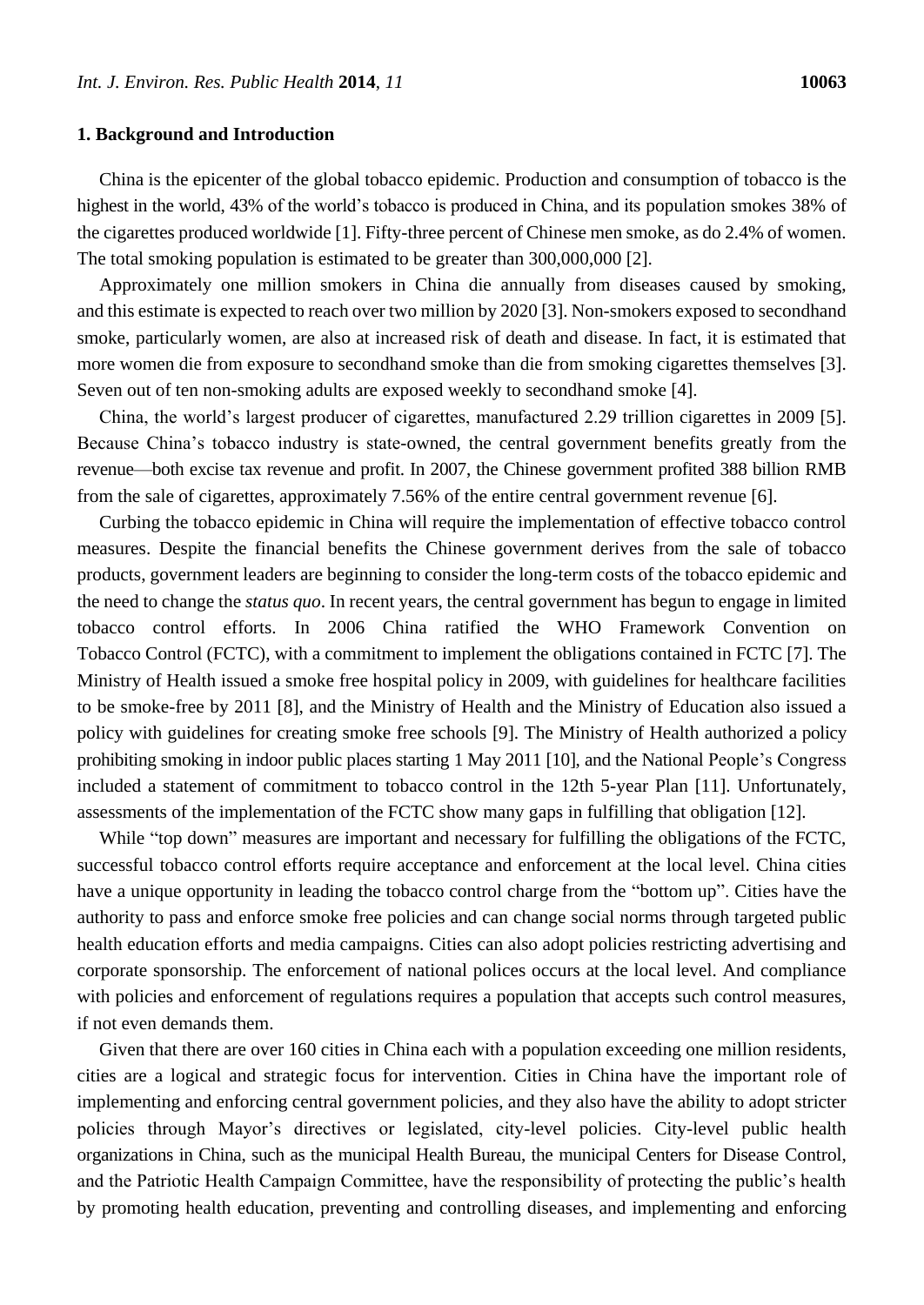## 1. Background and Introduction

China is the epicenter of the global tobacco epidemic. Production and consumption of tobacco is the highest in the world, 43% of the world's tobacco is produced in China, and its population smokes 38% of the cigarettes produced worldwide [1]. Fifty-three percent of Chinese men smoke, as do 2.4% of women. The total smoking population is estimated to be greater than 300,000,000 [2].

Approximately one million smokers in China die annually from diseases caused by smoking, and this estimate is expected to reach over two million by 2020 [3]. Non-smokers exposed to secondhand smoke, particularly women, are also at increased risk of death and disease. In fact, it is estimated that more women die from exposure to secondhand smoke than die from smoking cigarettes themselves [3]. Seven out of ten non-smoking adults are exposed weekly to secondhand smoke [4].

China, the world's largest producer of cigarettes, manufactured 2.29 trillion cigarettes in 2009 [5]. Because China's tobacco industry is state-owned, the central government benefits greatly from the revenue—both excise tax revenue and profit. In 2007, the Chinese government profited 388 billion RMB from the sale of cigarettes, approximately 7.56% of the entire central government revenue [6].

Curbing the tobacco epidemic in China will require the implementation of effective tobacco control measures. Despite the financial benefits the Chinese government derives from the sale of tobacco products, government leaders are beginning to consider the long-term costs of the tobacco epidemic and the need to change the *status quo*. In recent years, the central government has begun to engage in limited tobacco control efforts. In 2006 China ratified the WHO Framework Convention on Tobacco Control (FCTC), with a commitment to implement the obligations contained in FCTC [7]. The Ministry of Health issued a smoke free hospital policy in 2009, with guidelines for healthcare facilities to be smoke-free by 2011 [8], and the Ministry of Health and the Ministry of Education also issued a policy with guidelines for creating smoke free schools [9]. The Ministry of Health authorized a policy prohibiting smoking in indoor public places starting 1 May 2011 [10], and the National People's Congress included a statement of commitment to tobacco control in the 12th 5-year Plan [11]. Unfortunately, assessments of the implementation of the FCTC show many gaps in fulfilling that obligation [12].

While "top down" measures are important and necessary for fulfilling the obligations of the FCTC, successful tobacco control efforts require acceptance and enforcement at the local level. China cities have a unique opportunity in leading the tobacco control charge from the "bottom up". Cities have the authority to pass and enforce smoke free policies and can change social norms through targeted public health education efforts and media campaigns. Cities can also adopt policies restricting advertising and corporate sponsorship. The enforcement of national polices occurs at the local level. And compliance with policies and enforcement of regulations requires a population that accepts such control measures, if not even demands them.

Given that there are over 160 cities in China each with a population exceeding one million residents, cities are a logical and strategic focus for intervention. Cities in China have the important role of implementing and enforcing central government policies, and they also have the ability to adopt stricter policies through Mayor's directives or legislated, city-level policies. City-level public health organizations in China, such as the municipal Health Bureau, the municipal Centers for Disease Control, and the Patriotic Health Campaign Committee, have the responsibility of protecting the public's health by promoting health education, preventing and controlling diseases, and implementing and enforcing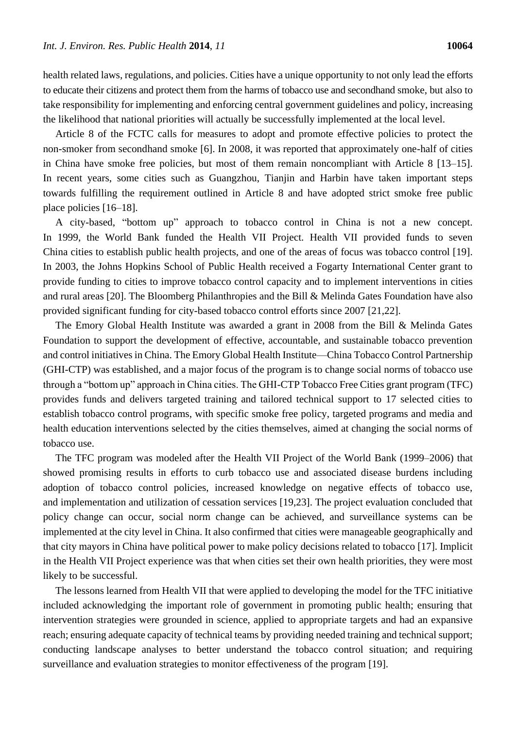health related laws, regulations, and policies. Cities have a unique opportunity to not only lead the efforts to educate their citizens and protect them from the harms of tobacco use and secondhand smoke, but also to take responsibility for implementing and enforcing central government guidelines and policy, increasing the likelihood that national priorities will actually be successfully implemented at the local level.

Article 8 of the FCTC calls for measures to adopt and promote effective policies to protect the non-smoker from secondhand smoke [6]. In 2008, it was reported that approximately one-half of cities in China have smoke free policies, but most of them remain noncompliant with Article 8 [13–15]. In recent years, some cities such as Guangzhou, Tianjin and Harbin have taken important steps towards fulfilling the requirement outlined in Article 8 and have adopted strict smoke free public place policies [16–18].

A city-based, "bottom up" approach to tobacco control in China is not a new concept. In 1999, the World Bank funded the Health VII Project. Health VII provided funds to seven China cities to establish public health projects, and one of the areas of focus was tobacco control [19]. In 2003, the Johns Hopkins School of Public Health received a Fogarty International Center grant to provide funding to cities to improve tobacco control capacity and to implement interventions in cities and rural areas [20]. The Bloomberg Philanthropies and the Bill & Melinda Gates Foundation have also provided significant funding for city-based tobacco control efforts since 2007 [21,22].

The Emory Global Health Institute was awarded a grant in 2008 from the Bill & Melinda Gates Foundation to support the development of effective, accountable, and sustainable tobacco prevention and control initiatives in China. The Emory Global Health Institute—China Tobacco Control Partnership (GHI-CTP) was established, and a major focus of the program is to change social norms of tobacco use through a "bottom up" approach in China cities. The GHI-CTP Tobacco Free Cities grant program (TFC) provides funds and delivers targeted training and tailored technical support to 17 selected cities to establish tobacco control programs, with specific smoke free policy, targeted programs and media and health education interventions selected by the cities themselves, aimed at changing the social norms of tobacco use.

The TFC program was modeled after the Health VII Project of the World Bank (1999–2006) that showed promising results in efforts to curb tobacco use and associated disease burdens including adoption of tobacco control policies, increased knowledge on negative effects of tobacco use, and implementation and utilization of cessation services [19,23]. The project evaluation concluded that policy change can occur, social norm change can be achieved, and surveillance systems can be implemented at the city level in China. It also confirmed that cities were manageable geographically and that city mayors in China have political power to make policy decisions related to tobacco [17]. Implicit in the Health VII Project experience was that when cities set their own health priorities, they were most likely to be successful.

The lessons learned from Health VII that were applied to developing the model for the TFC initiative included acknowledging the important role of government in promoting public health; ensuring that intervention strategies were grounded in science, applied to appropriate targets and had an expansive reach; ensuring adequate capacity of technical teams by providing needed training and technical support; conducting landscape analyses to better understand the tobacco control situation; and requiring surveillance and evaluation strategies to monitor effectiveness of the program [19].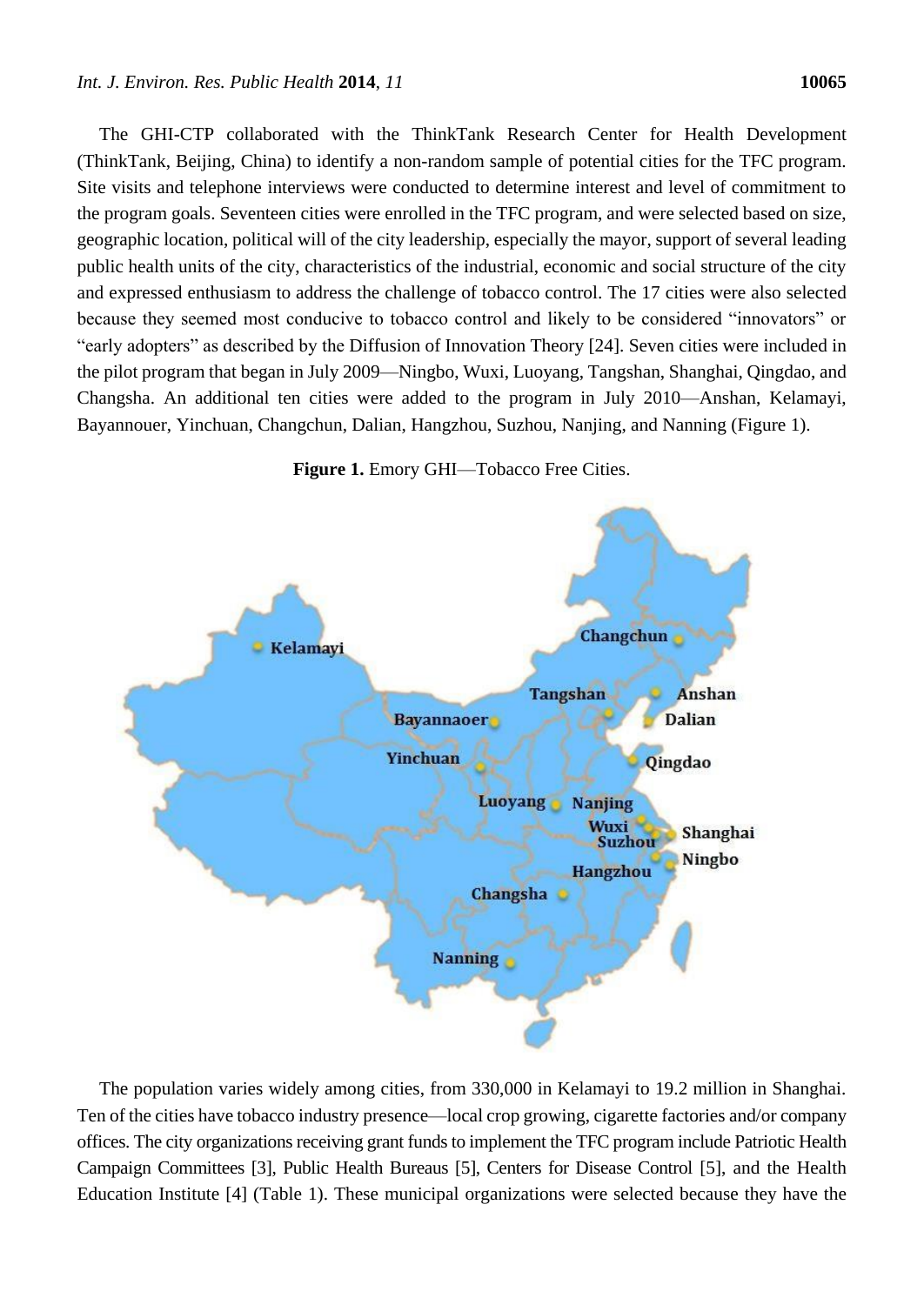The GHI-CTP collaborated with the ThinkTank Research Center for Health Development (ThinkTank, Beijing, China) to identify a non-random sample of potential cities for the TFC program. Site visits and telephone interviews were conducted to determine interest and level of commitment to the program goals. Seventeen cities were enrolled in the TFC program, and were selected based on size, geographic location, political will of the city leadership, especially the mayor, support of several leading public health units of the city, characteristics of the industrial, economic and social structure of the city and expressed enthusiasm to address the challenge of tobacco control. The 17 cities were also selected because they seemed most conducive to tobacco control and likely to be considered "innovators" or "early adopters" as described by the Diffusion of Innovation Theory [24]. Seven cities were included in the pilot program that began in July 2009—Ningbo, Wuxi, Luoyang, Tangshan, Shanghai, Qingdao, and Changsha. An additional ten cities were added to the program in July 2010—Anshan, Kelamayi, Bayannouer, Yinchuan, Changchun, Dalian, Hangzhou, Suzhou, Nanjing, and Nanning (Figure 1).

**Figure 1.** Emory GHI—Tobacco Free Cities.

The population varies widely among cities, from 330,000 in Kelamayi to 19.2 million in Shanghai. Ten of the cities have tobacco industry presence—local crop growing, cigarette factories and/or company offices. The city organizations receiving grant funds to implement the TFC program include Patriotic Health Campaign Committees [3], Public Health Bureaus [5], Centers for Disease Control [5], and the Health Education Institute [4] (Table 1). These municipal organizations were selected because they have the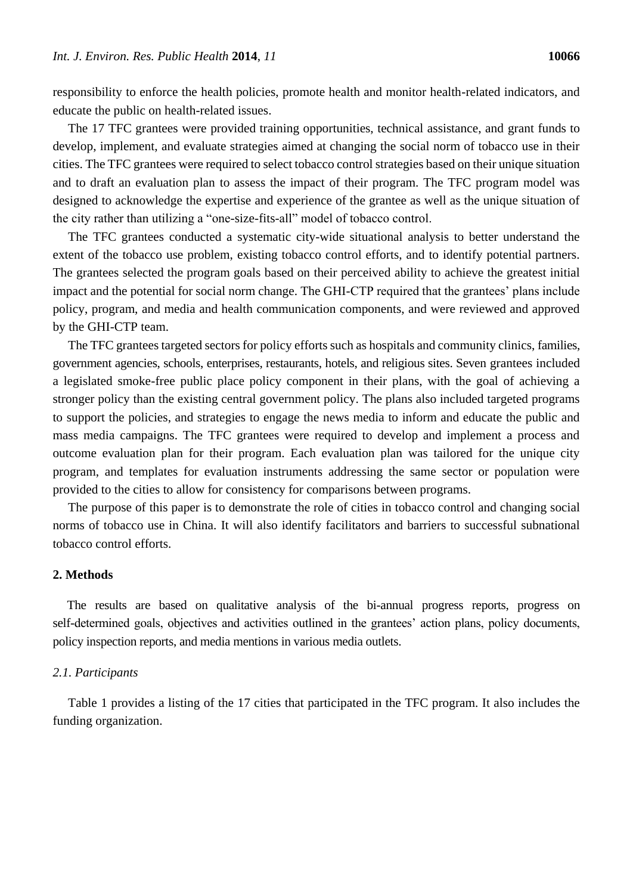responsibility to enforce the health policies, promote health and monitor health-related indicators, and educate the public on health-related issues.

The 17 TFC grantees were provided training opportunities, technical assistance, and grant funds to develop, implement, and evaluate strategies aimed at changing the social norm of tobacco use in their cities. The TFC grantees were required to select tobacco control strategies based on their unique situation and to draft an evaluation plan to assess the impact of their program. The TFC program model was designed to acknowledge the expertise and experience of the grantee as well as the unique situation of the city rather than utilizing a "one-size-fits-all" model of tobacco control.

The TFC grantees conducted a systematic city-wide situational analysis to better understand the extent of the tobacco use problem, existing tobacco control efforts, and to identify potential partners. The grantees selected the program goals based on their perceived ability to achieve the greatest initial impact and the potential for social norm change. The GHI-CTP required that the grantees' plans include policy, program, and media and health communication components, and were reviewed and approved by the GHI-CTP team.

The TFC grantees targeted sectors for policy efforts such as hospitals and community clinics, families, government agencies, schools, enterprises, restaurants, hotels, and religious sites. Seven grantees included a legislated smoke-free public place policy component in their plans, with the goal of achieving a stronger policy than the existing central government policy. The plans also included targeted programs to support the policies, and strategies to engage the news media to inform and educate the public and mass media campaigns. The TFC grantees were required to develop and implement a process and outcome evaluation plan for their program. Each evaluation plan was tailored for the unique city program, and templates for evaluation instruments addressing the same sector or population were provided to the cities to allow for consistency for comparisons between programs.

The purpose of this paper is to demonstrate the role of cities in tobacco control and changing social norms of tobacco use in China. It will also identify facilitators and barriers to successful subnational tobacco control efforts.

## 2. Methods

The results are based on qualitative analysis of the bi-annual progress reports, progress on self-determined goals, objectives and activities outlined in the grantees' action plans, policy documents, policy inspection reports, and media mentions in various media outlets.

### *2.1. Participants*

Table 1 provides a listing of the 17 cities that participated in the TFC program. It also includes the funding organization.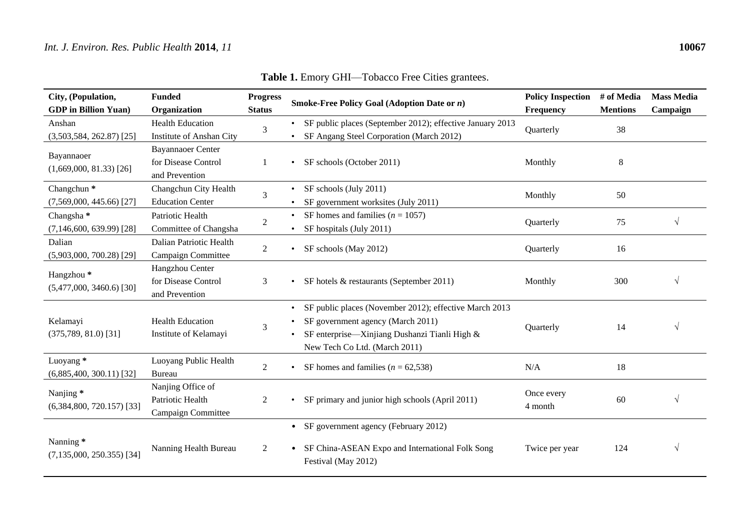**Table 1.** Emory GHI—Tobacco Free Cities grantees.

| City, (Population, GDP in Billion Yuan) | Funded Organization | Progress Status | Smoke-Free Policy Goal (Adoption Date or *n*) | Policy Inspection Frequency | # of Media Mentions | Mass Media Campaign |
|---|---|---|---|---|---|---|
| Anshan (3,503,584, 262.87) [25] | Health Education Institute of Anshan City | 3 | • SF public places (September 2012); effective January 2013<br>• SF Angang Steel Corporation (March 2012) | Quarterly | 38 | |
| Bayannaoer (1,669,000, 81.33) [26] | Bayannaoer Center for Disease Control and Prevention | 1 | • SF schools (October 2011) | Monthly | 8 | |
| Changchun * (7,569,000, 445.66) [27] | Changchun City Health Education Center | 3 | • SF schools (July 2011)<br>• SF government worksites (July 2011) | Monthly | 50 | |
| Changsha * (7,146,600, 639.99) [28] | Patriotic Health Committee of Changsha | 2 | • SF homes and families (*n* = 1057)<br>• SF hospitals (July 2011) | Quarterly | 75 | √ |
| Dalian (5,903,000, 700.28) [29] | Dalian Patriotic Health Campaign Committee | 2 | • SF schools (May 2012) | Quarterly | 16 | |
| Hangzhou * (5,477,000, 3460.6) [30] | Hangzhou Center for Disease Control and Prevention | 3 | • SF hotels & restaurants (September 2011) | Monthly | 300 | √ |
| Kelamayi (375,789, 81.0) [31] | Health Education Institute of Kelamayi | 3 | • SF public places (November 2012); effective March 2013<br>• SF government agency (March 2011)<br>• SF enterprise—Xinjiang Dushanzi Tianli High & New Tech Co Ltd. (March 2011) | Quarterly | 14 | √ |
| Luoyang * (6,885,400, 300.11) [32] | Luoyang Public Health Bureau | 2 | • SF homes and families (*n* = 62,538) | N/A | 18 | |
| Nanjing * (6,384,800, 720.157) [33] | Nanjing Office of Patriotic Health Campaign Committee | 2 | • SF primary and junior high schools (April 2011) | Once every 4 month | 60 | √ |
| Nanning * (7,135,000, 250.355) [34] | Nanning Health Bureau | 2 | • SF government agency (February 2012)<br>• SF China-ASEAN Expo and International Folk Song Festival (May 2012) | Twice per year | 124 | √ |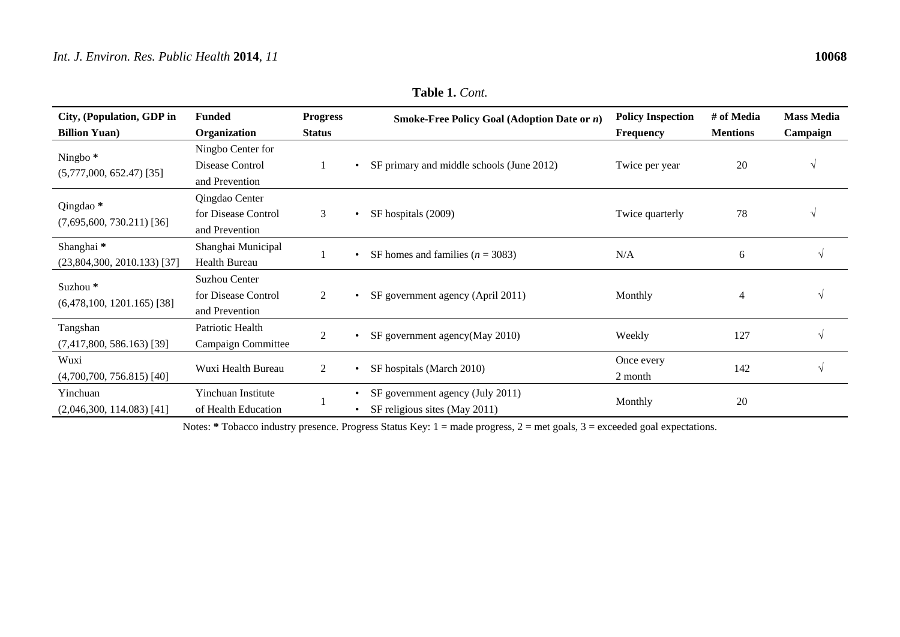**Table 1.** *Cont.*

| City, (Population, GDP in Billion Yuan) | Funded Organization | Progress Status | Smoke-Free Policy Goal (Adoption Date or *n*) | Policy Inspection Frequency | # of Media Mentions | Mass Media Campaign |
|---|---|---|---|---|---|---|
| Ningbo * (5,777,000, 652.47) [35] | Ningbo Center for Disease Control and Prevention | 1 | • SF primary and middle schools (June 2012) | Twice per year | 20 | √ |
| Qingdao * (7,695,600, 730.211) [36] | Qingdao Center for Disease Control and Prevention | 3 | • SF hospitals (2009) | Twice quarterly | 78 | √ |
| Shanghai * (23,804,300, 2010.133) [37] | Shanghai Municipal Health Bureau | 1 | • SF homes and families (*n* = 3083) | N/A | 6 | √ |
| Suzhou * (6,478,100, 1201.165) [38] | Suzhou Center for Disease Control and Prevention | 2 | • SF government agency (April 2011) | Monthly | 4 | √ |
| Tangshan (7,417,800, 586.163) [39] | Patriotic Health Campaign Committee | 2 | • SF government agency(May 2010) | Weekly | 127 | √ |
| Wuxi (4,700,700, 756.815) [40] | Wuxi Health Bureau | 2 | • SF hospitals (March 2010) | Once every 2 month | 142 | √ |
| Yinchuan (2,046,300, 114.083) [41] | Yinchuan Institute of Health Education | 1 | • SF government agency (July 2011) • SF religious sites (May 2011) | Monthly | 20 | |

Notes: * Tobacco industry presence. Progress Status Key: 1 = made progress, 2 = met goals, 3 = exceeded goal expectations.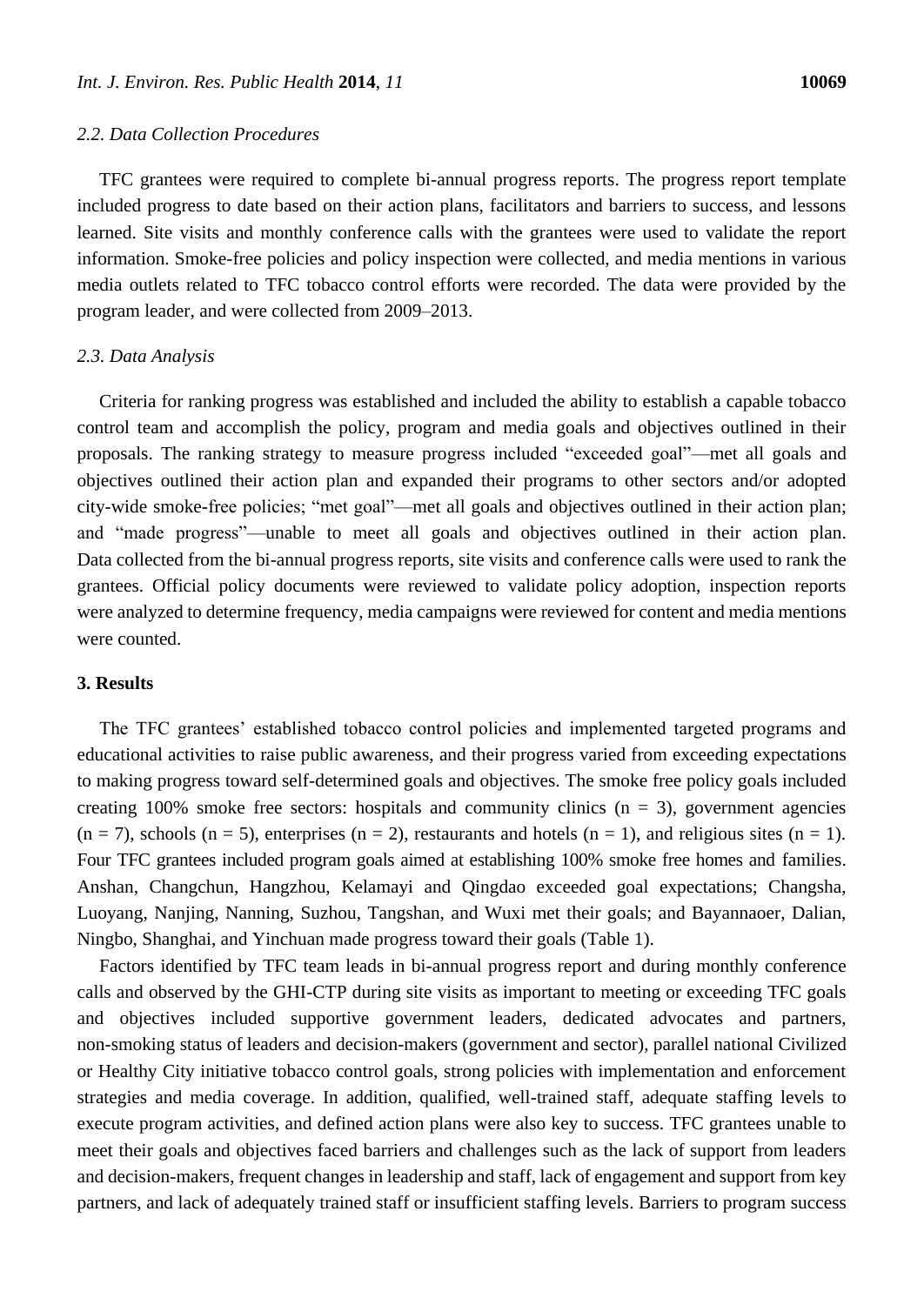### 2.2. Data Collection Procedures

TFC grantees were required to complete bi-annual progress reports. The progress report template included progress to date based on their action plans, facilitators and barriers to success, and lessons learned. Site visits and monthly conference calls with the grantees were used to validate the report information. Smoke-free policies and policy inspection were collected, and media mentions in various media outlets related to TFC tobacco control efforts were recorded. The data were provided by the program leader, and were collected from 2009–2013.

### 2.3. Data Analysis

Criteria for ranking progress was established and included the ability to establish a capable tobacco control team and accomplish the policy, program and media goals and objectives outlined in their proposals. The ranking strategy to measure progress included "exceeded goal"—met all goals and objectives outlined their action plan and expanded their programs to other sectors and/or adopted city-wide smoke-free policies; "met goal"—met all goals and objectives outlined in their action plan; and "made progress"—unable to meet all goals and objectives outlined in their action plan. Data collected from the bi-annual progress reports, site visits and conference calls were used to rank the grantees. Official policy documents were reviewed to validate policy adoption, inspection reports were analyzed to determine frequency, media campaigns were reviewed for content and media mentions were counted.

## 3. Results

The TFC grantees' established tobacco control policies and implemented targeted programs and educational activities to raise public awareness, and their progress varied from exceeding expectations to making progress toward self-determined goals and objectives. The smoke free policy goals included creating 100% smoke free sectors: hospitals and community clinics (n = 3), government agencies (n = 7), schools (n = 5), enterprises (n = 2), restaurants and hotels (n = 1), and religious sites (n = 1). Four TFC grantees included program goals aimed at establishing 100% smoke free homes and families. Anshan, Changchun, Hangzhou, Kelamayi and Qingdao exceeded goal expectations; Changsha, Luoyang, Nanjing, Nanning, Suzhou, Tangshan, and Wuxi met their goals; and Bayannaoer, Dalian, Ningbo, Shanghai, and Yinchuan made progress toward their goals (Table 1).

Factors identified by TFC team leads in bi-annual progress report and during monthly conference calls and observed by the GHI-CTP during site visits as important to meeting or exceeding TFC goals and objectives included supportive government leaders, dedicated advocates and partners, non-smoking status of leaders and decision-makers (government and sector), parallel national Civilized or Healthy City initiative tobacco control goals, strong policies with implementation and enforcement strategies and media coverage. In addition, qualified, well-trained staff, adequate staffing levels to execute program activities, and defined action plans were also key to success. TFC grantees unable to meet their goals and objectives faced barriers and challenges such as the lack of support from leaders and decision-makers, frequent changes in leadership and staff, lack of engagement and support from key partners, and lack of adequately trained staff or insufficient staffing levels. Barriers to program success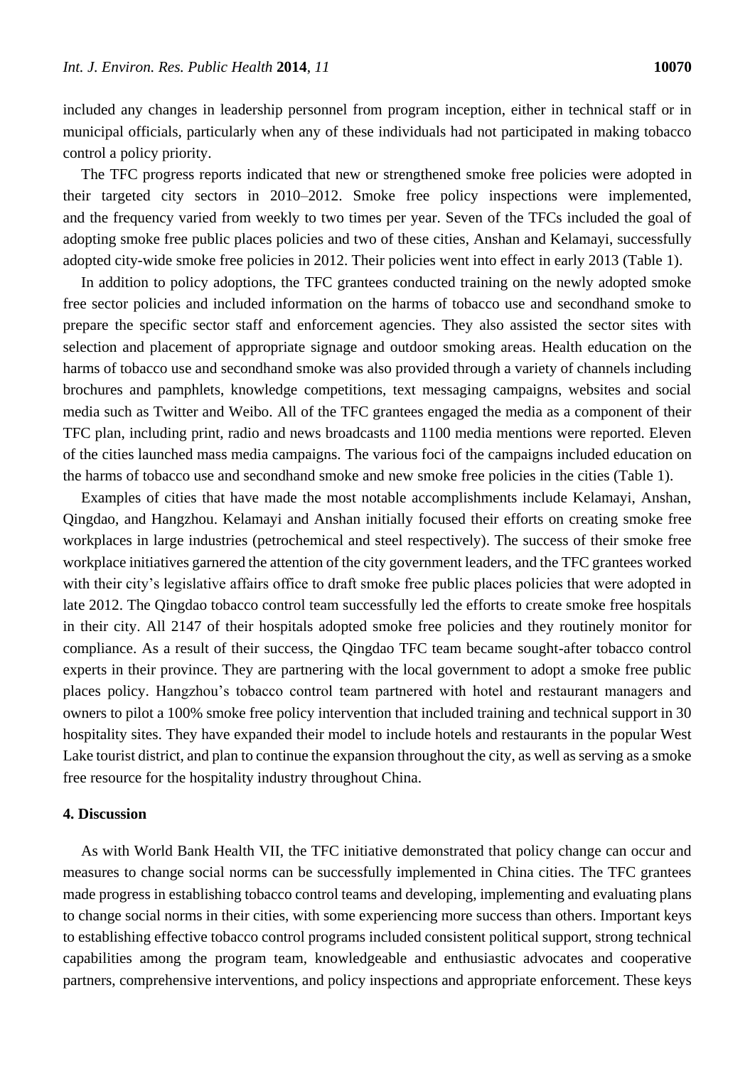included any changes in leadership personnel from program inception, either in technical staff or in municipal officials, particularly when any of these individuals had not participated in making tobacco control a policy priority.

The TFC progress reports indicated that new or strengthened smoke free policies were adopted in their targeted city sectors in 2010–2012. Smoke free policy inspections were implemented, and the frequency varied from weekly to two times per year. Seven of the TFCs included the goal of adopting smoke free public places policies and two of these cities, Anshan and Kelamayi, successfully adopted city-wide smoke free policies in 2012. Their policies went into effect in early 2013 (Table 1).

In addition to policy adoptions, the TFC grantees conducted training on the newly adopted smoke free sector policies and included information on the harms of tobacco use and secondhand smoke to prepare the specific sector staff and enforcement agencies. They also assisted the sector sites with selection and placement of appropriate signage and outdoor smoking areas. Health education on the harms of tobacco use and secondhand smoke was also provided through a variety of channels including brochures and pamphlets, knowledge competitions, text messaging campaigns, websites and social media such as Twitter and Weibo. All of the TFC grantees engaged the media as a component of their TFC plan, including print, radio and news broadcasts and 1100 media mentions were reported. Eleven of the cities launched mass media campaigns. The various foci of the campaigns included education on the harms of tobacco use and secondhand smoke and new smoke free policies in the cities (Table 1).

Examples of cities that have made the most notable accomplishments include Kelamayi, Anshan, Qingdao, and Hangzhou. Kelamayi and Anshan initially focused their efforts on creating smoke free workplaces in large industries (petrochemical and steel respectively). The success of their smoke free workplace initiatives garnered the attention of the city government leaders, and the TFC grantees worked with their city's legislative affairs office to draft smoke free public places policies that were adopted in late 2012. The Qingdao tobacco control team successfully led the efforts to create smoke free hospitals in their city. All 2147 of their hospitals adopted smoke free policies and they routinely monitor for compliance. As a result of their success, the Qingdao TFC team became sought-after tobacco control experts in their province. They are partnering with the local government to adopt a smoke free public places policy. Hangzhou's tobacco control team partnered with hotel and restaurant managers and owners to pilot a 100% smoke free policy intervention that included training and technical support in 30 hospitality sites. They have expanded their model to include hotels and restaurants in the popular West Lake tourist district, and plan to continue the expansion throughout the city, as well as serving as a smoke free resource for the hospitality industry throughout China.

## 4. Discussion

As with World Bank Health VII, the TFC initiative demonstrated that policy change can occur and measures to change social norms can be successfully implemented in China cities. The TFC grantees made progress in establishing tobacco control teams and developing, implementing and evaluating plans to change social norms in their cities, with some experiencing more success than others. Important keys to establishing effective tobacco control programs included consistent political support, strong technical capabilities among the program team, knowledgeable and enthusiastic advocates and cooperative partners, comprehensive interventions, and policy inspections and appropriate enforcement. These keys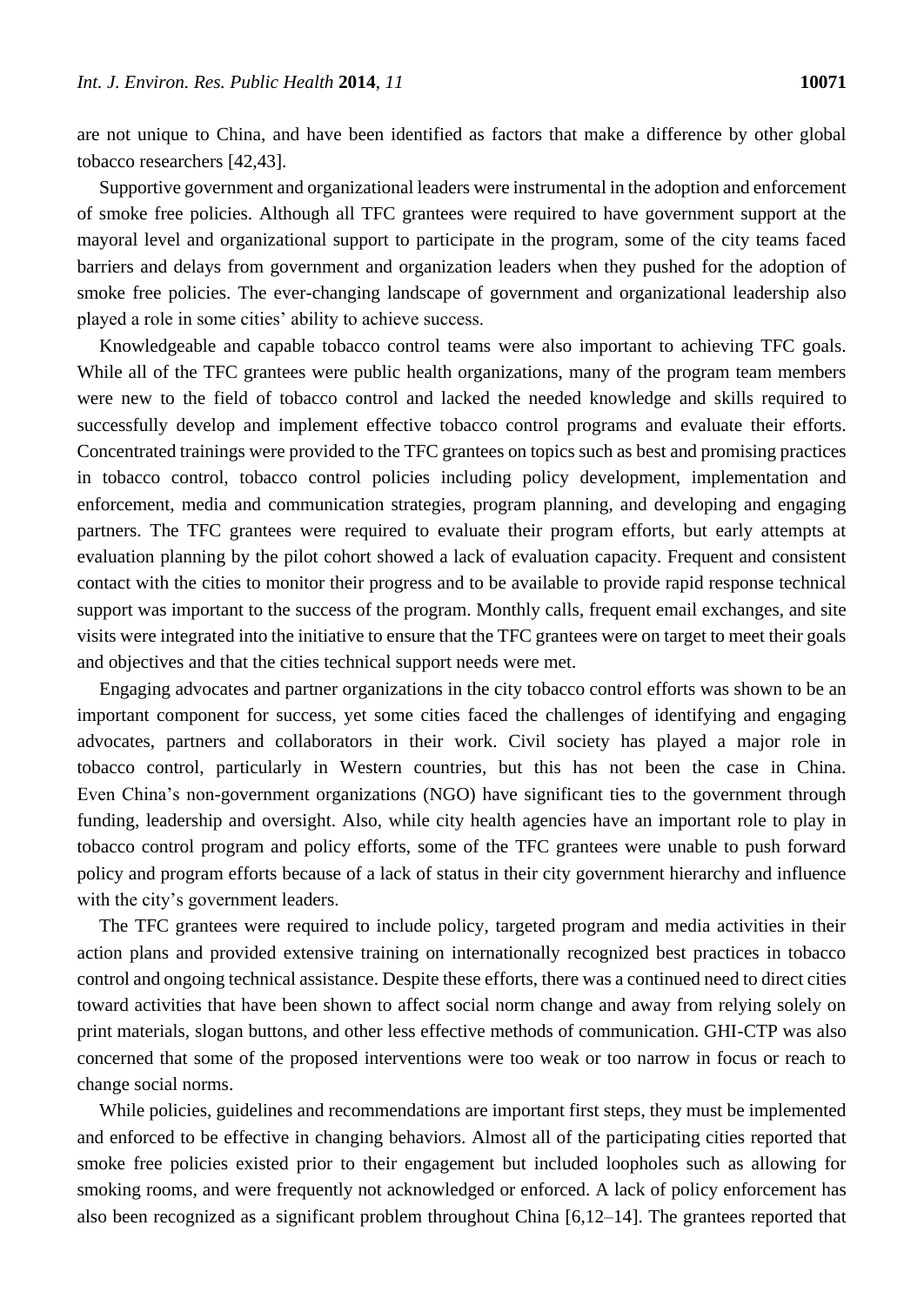are not unique to China, and have been identified as factors that make a difference by other global tobacco researchers [42,43].

Supportive government and organizational leaders were instrumental in the adoption and enforcement of smoke free policies. Although all TFC grantees were required to have government support at the mayoral level and organizational support to participate in the program, some of the city teams faced barriers and delays from government and organization leaders when they pushed for the adoption of smoke free policies. The ever-changing landscape of government and organizational leadership also played a role in some cities' ability to achieve success.

Knowledgeable and capable tobacco control teams were also important to achieving TFC goals. While all of the TFC grantees were public health organizations, many of the program team members were new to the field of tobacco control and lacked the needed knowledge and skills required to successfully develop and implement effective tobacco control programs and evaluate their efforts. Concentrated trainings were provided to the TFC grantees on topics such as best and promising practices in tobacco control, tobacco control policies including policy development, implementation and enforcement, media and communication strategies, program planning, and developing and engaging partners. The TFC grantees were required to evaluate their program efforts, but early attempts at evaluation planning by the pilot cohort showed a lack of evaluation capacity. Frequent and consistent contact with the cities to monitor their progress and to be available to provide rapid response technical support was important to the success of the program. Monthly calls, frequent email exchanges, and site visits were integrated into the initiative to ensure that the TFC grantees were on target to meet their goals and objectives and that the cities technical support needs were met.

Engaging advocates and partner organizations in the city tobacco control efforts was shown to be an important component for success, yet some cities faced the challenges of identifying and engaging advocates, partners and collaborators in their work. Civil society has played a major role in tobacco control, particularly in Western countries, but this has not been the case in China. Even China's non-government organizations (NGO) have significant ties to the government through funding, leadership and oversight. Also, while city health agencies have an important role to play in tobacco control program and policy efforts, some of the TFC grantees were unable to push forward policy and program efforts because of a lack of status in their city government hierarchy and influence with the city's government leaders.

The TFC grantees were required to include policy, targeted program and media activities in their action plans and provided extensive training on internationally recognized best practices in tobacco control and ongoing technical assistance. Despite these efforts, there was a continued need to direct cities toward activities that have been shown to affect social norm change and away from relying solely on print materials, slogan buttons, and other less effective methods of communication. GHI-CTP was also concerned that some of the proposed interventions were too weak or too narrow in focus or reach to change social norms.

While policies, guidelines and recommendations are important first steps, they must be implemented and enforced to be effective in changing behaviors. Almost all of the participating cities reported that smoke free policies existed prior to their engagement but included loopholes such as allowing for smoking rooms, and were frequently not acknowledged or enforced. A lack of policy enforcement has also been recognized as a significant problem throughout China [6,12–14]. The grantees reported that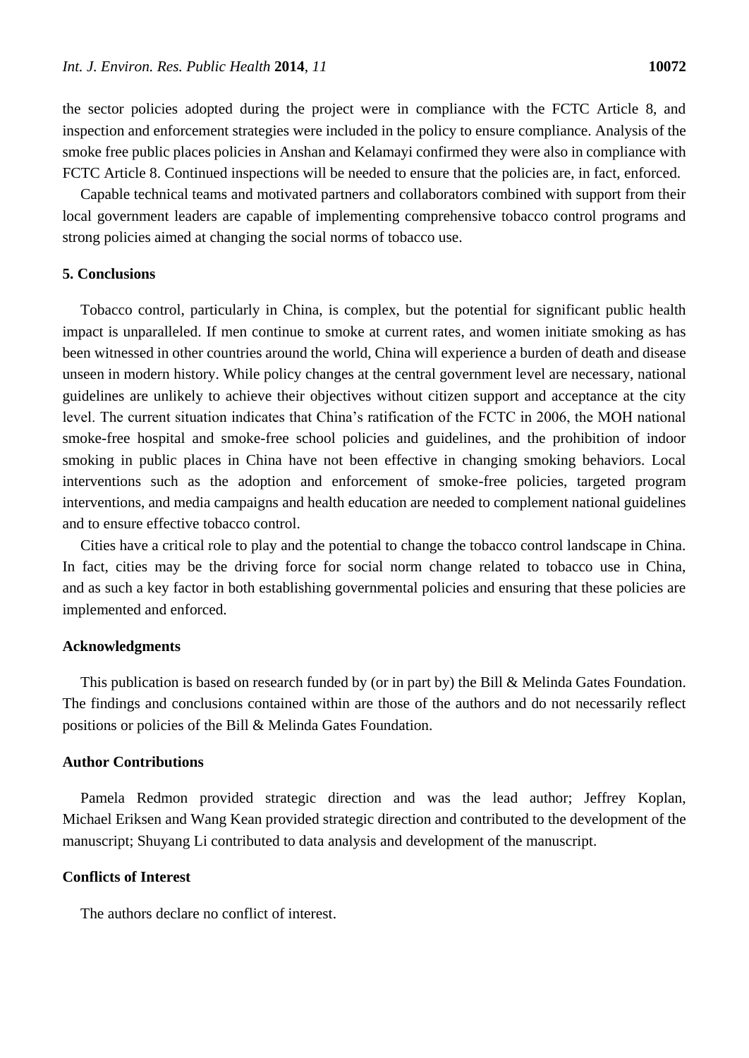the sector policies adopted during the project were in compliance with the FCTC Article 8, and inspection and enforcement strategies were included in the policy to ensure compliance. Analysis of the smoke free public places policies in Anshan and Kelamayi confirmed they were also in compliance with FCTC Article 8. Continued inspections will be needed to ensure that the policies are, in fact, enforced.

Capable technical teams and motivated partners and collaborators combined with support from their local government leaders are capable of implementing comprehensive tobacco control programs and strong policies aimed at changing the social norms of tobacco use.

## 5. Conclusions

Tobacco control, particularly in China, is complex, but the potential for significant public health impact is unparalleled. If men continue to smoke at current rates, and women initiate smoking as has been witnessed in other countries around the world, China will experience a burden of death and disease unseen in modern history. While policy changes at the central government level are necessary, national guidelines are unlikely to achieve their objectives without citizen support and acceptance at the city level. The current situation indicates that China's ratification of the FCTC in 2006, the MOH national smoke-free hospital and smoke-free school policies and guidelines, and the prohibition of indoor smoking in public places in China have not been effective in changing smoking behaviors. Local interventions such as the adoption and enforcement of smoke-free policies, targeted program interventions, and media campaigns and health education are needed to complement national guidelines and to ensure effective tobacco control.

Cities have a critical role to play and the potential to change the tobacco control landscape in China. In fact, cities may be the driving force for social norm change related to tobacco use in China, and as such a key factor in both establishing governmental policies and ensuring that these policies are implemented and enforced.

## Acknowledgments

This publication is based on research funded by (or in part by) the Bill & Melinda Gates Foundation. The findings and conclusions contained within are those of the authors and do not necessarily reflect positions or policies of the Bill & Melinda Gates Foundation.

## Author Contributions

Pamela Redmon provided strategic direction and was the lead author; Jeffrey Koplan, Michael Eriksen and Wang Kean provided strategic direction and contributed to the development of the manuscript; Shuyang Li contributed to data analysis and development of the manuscript.

## Conflicts of Interest

The authors declare no conflict of interest.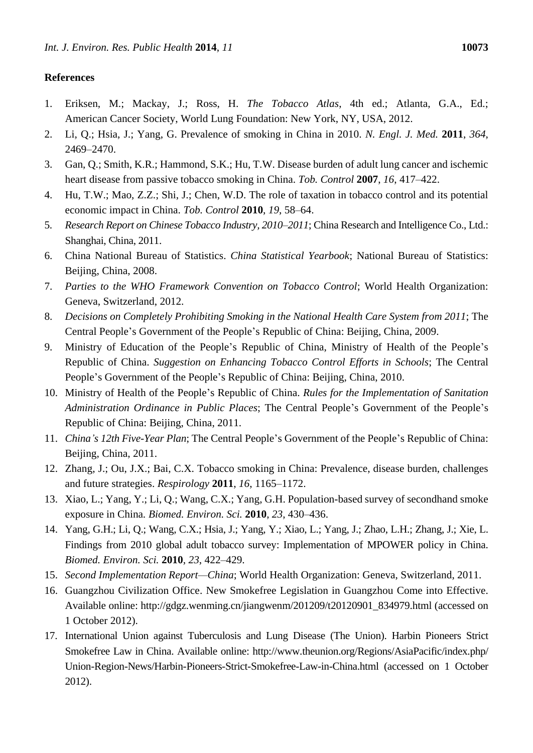## References

1. Eriksen, M.; Mackay, J.; Ross, H. *The Tobacco Atlas*, 4th ed.; Atlanta, G.A., Ed.; American Cancer Society, World Lung Foundation: New York, NY, USA, 2012.
2. Li, Q.; Hsia, J.; Yang, G. Prevalence of smoking in China in 2010. *N. Engl. J. Med.* **2011**, *364*, 2469–2470.
3. Gan, Q.; Smith, K.R.; Hammond, S.K.; Hu, T.W. Disease burden of adult lung cancer and ischemic heart disease from passive tobacco smoking in China. *Tob. Control* **2007**, *16*, 417–422.
4. Hu, T.W.; Mao, Z.Z.; Shi, J.; Chen, W.D. The role of taxation in tobacco control and its potential economic impact in China. *Tob. Control* **2010**, *19*, 58–64.
5. *Research Report on Chinese Tobacco Industry, 2010–2011*; China Research and Intelligence Co., Ltd.: Shanghai, China, 2011.
6. China National Bureau of Statistics. *China Statistical Yearbook*; National Bureau of Statistics: Beijing, China, 2008.
7. *Parties to the WHO Framework Convention on Tobacco Control*; World Health Organization: Geneva, Switzerland, 2012.
8. *Decisions on Completely Prohibiting Smoking in the National Health Care System from 2011*; The Central People's Government of the People's Republic of China: Beijing, China, 2009.
9. Ministry of Education of the People's Republic of China, Ministry of Health of the People's Republic of China. *Suggestion on Enhancing Tobacco Control Efforts in Schools*; The Central People's Government of the People's Republic of China: Beijing, China, 2010.
10. Ministry of Health of the People's Republic of China. *Rules for the Implementation of Sanitation Administration Ordinance in Public Places*; The Central People's Government of the People's Republic of China: Beijing, China, 2011.
11. *China's 12th Five-Year Plan*; The Central People's Government of the People's Republic of China: Beijing, China, 2011.
12. Zhang, J.; Ou, J.X.; Bai, C.X. Tobacco smoking in China: Prevalence, disease burden, challenges and future strategies. *Respirology* **2011**, *16*, 1165–1172.
13. Xiao, L.; Yang, Y.; Li, Q.; Wang, C.X.; Yang, G.H. Population-based survey of secondhand smoke exposure in China. *Biomed. Environ. Sci.* **2010**, *23*, 430–436.
14. Yang, G.H.; Li, Q.; Wang, C.X.; Hsia, J.; Yang, Y.; Xiao, L.; Yang, J.; Zhao, L.H.; Zhang, J.; Xie, L. Findings from 2010 global adult tobacco survey: Implementation of MPOWER policy in China. *Biomed. Environ. Sci.* **2010**, *23*, 422–429.
15. *Second Implementation Report—China*; World Health Organization: Geneva, Switzerland, 2011.
16. Guangzhou Civilization Office. New Smokefree Legislation in Guangzhou Come into Effective. Available online: http://gdgz.wenming.cn/jiangwenm/201209/t20120901_834979.html (accessed on 1 October 2012).
17. International Union against Tuberculosis and Lung Disease (The Union). Harbin Pioneers Strict Smokefree Law in China. Available online: http://www.theunion.org/Regions/AsiaPacific/index.php/Union-Region-News/Harbin-Pioneers-Strict-Smokefree-Law-in-China.html (accessed on 1 October 2012).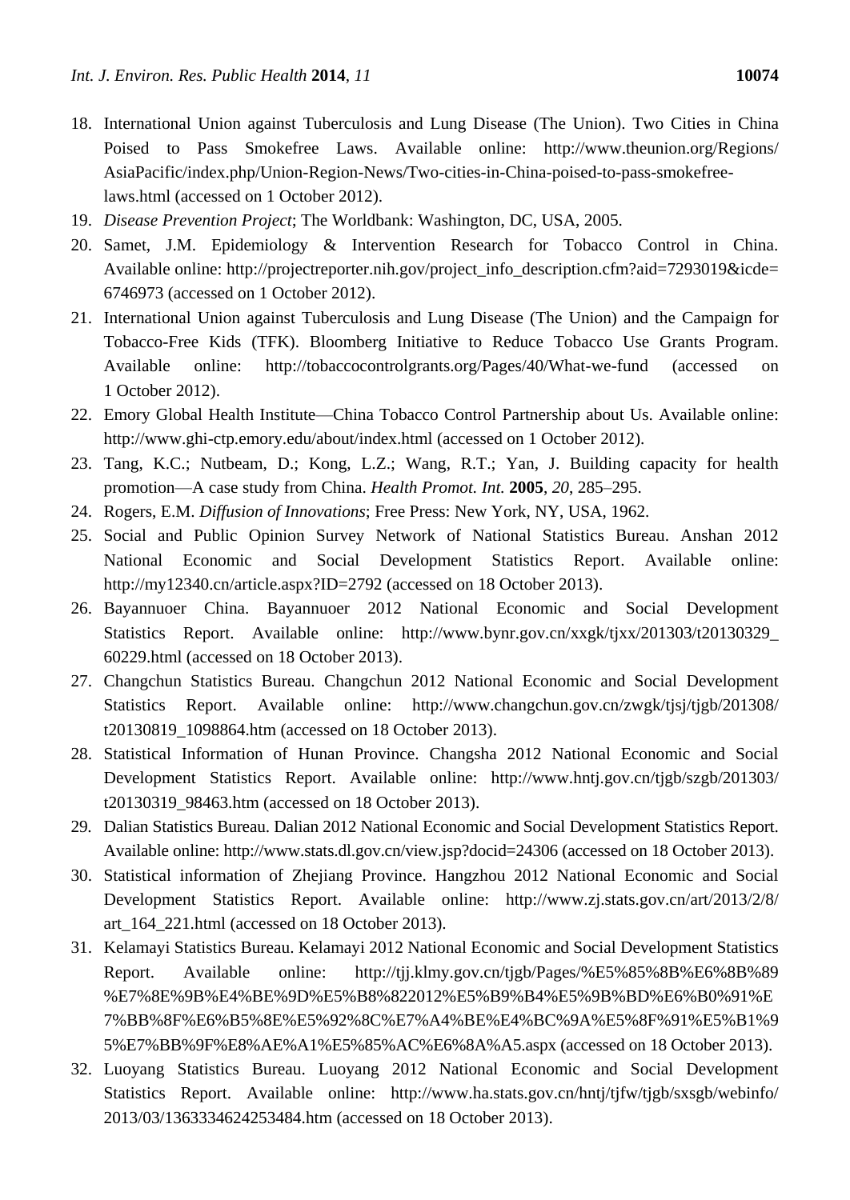18. International Union against Tuberculosis and Lung Disease (The Union). Two Cities in China Poised to Pass Smokefree Laws. Available online: http://www.theunion.org/Regions/AsiaPacific/index.php/Union-Region-News/Two-cities-in-China-poised-to-pass-smokefree-laws.html (accessed on 1 October 2012).
19. *Disease Prevention Project*; The Worldbank: Washington, DC, USA, 2005.
20. Samet, J.M. Epidemiology & Intervention Research for Tobacco Control in China. Available online: http://projectreporter.nih.gov/project_info_description.cfm?aid=7293019&icde=6746973 (accessed on 1 October 2012).
21. International Union against Tuberculosis and Lung Disease (The Union) and the Campaign for Tobacco-Free Kids (TFK). Bloomberg Initiative to Reduce Tobacco Use Grants Program. Available online: http://tobaccocontrolgrants.org/Pages/40/What-we-fund (accessed on 1 October 2012).
22. Emory Global Health Institute—China Tobacco Control Partnership about Us. Available online: http://www.ghi-ctp.emory.edu/about/index.html (accessed on 1 October 2012).
23. Tang, K.C.; Nutbeam, D.; Kong, L.Z.; Wang, R.T.; Yan, J. Building capacity for health promotion—A case study from China. *Health Promot. Int.* **2005**, *20*, 285–295.
24. Rogers, E.M. *Diffusion of Innovations*; Free Press: New York, NY, USA, 1962.
25. Social and Public Opinion Survey Network of National Statistics Bureau. Anshan 2012 National Economic and Social Development Statistics Report. Available online: http://my12340.cn/article.aspx?ID=2792 (accessed on 18 October 2013).
26. Bayannuoer China. Bayannuoer 2012 National Economic and Social Development Statistics Report. Available online: http://www.bynr.gov.cn/xxgk/tjxx/201303/t20130329_60229.html (accessed on 18 October 2013).
27. Changchun Statistics Bureau. Changchun 2012 National Economic and Social Development Statistics Report. Available online: http://www.changchun.gov.cn/zwgk/tjsj/tjgb/201308/t20130819_1098864.htm (accessed on 18 October 2013).
28. Statistical Information of Hunan Province. Changsha 2012 National Economic and Social Development Statistics Report. Available online: http://www.hntj.gov.cn/tjgb/szgb/201303/t20130319_98463.htm (accessed on 18 October 2013).
29. Dalian Statistics Bureau. Dalian 2012 National Economic and Social Development Statistics Report. Available online: http://www.stats.dl.gov.cn/view.jsp?docid=24306 (accessed on 18 October 2013).
30. Statistical information of Zhejiang Province. Hangzhou 2012 National Economic and Social Development Statistics Report. Available online: http://www.zj.stats.gov.cn/art/2013/2/8/art_164_221.html (accessed on 18 October 2013).
31. Kelamayi Statistics Bureau. Kelamayi 2012 National Economic and Social Development Statistics Report. Available online: http://tjj.klmy.gov.cn/tjgb/Pages/%E5%85%8B%E6%8B%89%E7%8E%9B%E4%BE%9D%E5%B8%822012%E5%B9%B4%E5%9B%BD%E6%B0%91%E7%BB%8F%E6%B5%8E%E5%92%8C%E7%A4%BE%E4%BC%9A%E5%8F%91%E5%B1%95%E7%BB%9F%E8%AE%A1%E5%85%AC%E6%8A%A5.aspx (accessed on 18 October 2013).
32. Luoyang Statistics Bureau. Luoyang 2012 National Economic and Social Development Statistics Report. Available online: http://www.ha.stats.gov.cn/hntj/tjfw/tjgb/sxsgb/webinfo/2013/03/1363334624253484.htm (accessed on 18 October 2013).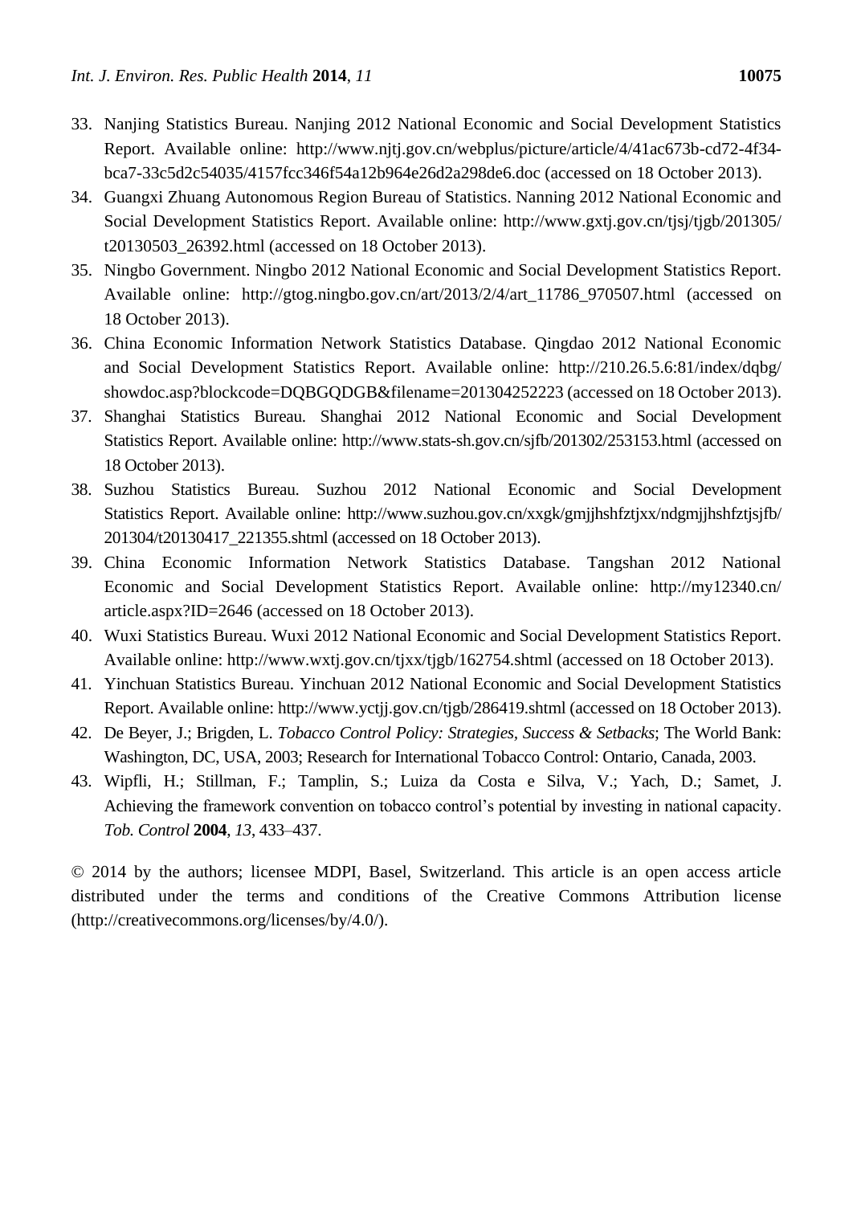33. Nanjing Statistics Bureau. Nanjing 2012 National Economic and Social Development Statistics Report. Available online: http://www.njtj.gov.cn/webplus/picture/article/4/41ac673b-cd72-4f34-bca7-33c5d2c54035/4157fcc346f54a12b964e26d2a298de6.doc (accessed on 18 October 2013).
34. Guangxi Zhuang Autonomous Region Bureau of Statistics. Nanning 2012 National Economic and Social Development Statistics Report. Available online: http://www.gxtj.gov.cn/tjsj/tjgb/201305/t20130503_26392.html (accessed on 18 October 2013).
35. Ningbo Government. Ningbo 2012 National Economic and Social Development Statistics Report. Available online: http://gtog.ningbo.gov.cn/art/2013/2/4/art_11786_970507.html (accessed on 18 October 2013).
36. China Economic Information Network Statistics Database. Qingdao 2012 National Economic and Social Development Statistics Report. Available online: http://210.26.5.6:81/index/dqbg/showdoc.asp?blockcode=DQBGQDGB&filename=201304252223 (accessed on 18 October 2013).
37. Shanghai Statistics Bureau. Shanghai 2012 National Economic and Social Development Statistics Report. Available online: http://www.stats-sh.gov.cn/sjfb/201302/253153.html (accessed on 18 October 2013).
38. Suzhou Statistics Bureau. Suzhou 2012 National Economic and Social Development Statistics Report. Available online: http://www.suzhou.gov.cn/xxgk/gmjjhshfztjxx/ndgmjjhshfztjsjfb/201304/t20130417_221355.shtml (accessed on 18 October 2013).
39. China Economic Information Network Statistics Database. Tangshan 2012 National Economic and Social Development Statistics Report. Available online: http://my12340.cn/article.aspx?ID=2646 (accessed on 18 October 2013).
40. Wuxi Statistics Bureau. Wuxi 2012 National Economic and Social Development Statistics Report. Available online: http://www.wxtj.gov.cn/tjxx/tjgb/162754.shtml (accessed on 18 October 2013).
41. Yinchuan Statistics Bureau. Yinchuan 2012 National Economic and Social Development Statistics Report. Available online: http://www.yctjj.gov.cn/tjgb/286419.shtml (accessed on 18 October 2013).
42. De Beyer, J.; Brigden, L. *Tobacco Control Policy: Strategies, Success & Setbacks*; The World Bank: Washington, DC, USA, 2003; Research for International Tobacco Control: Ontario, Canada, 2003.
43. Wipfli, H.; Stillman, F.; Tamplin, S.; Luiza da Costa e Silva, V.; Yach, D.; Samet, J. Achieving the framework convention on tobacco control's potential by investing in national capacity. *Tob. Control* **2004**, *13*, 433–437.

© 2014 by the authors; licensee MDPI, Basel, Switzerland. This article is an open access article distributed under the terms and conditions of the Creative Commons Attribution license (http://creativecommons.org/licenses/by/4.0/).